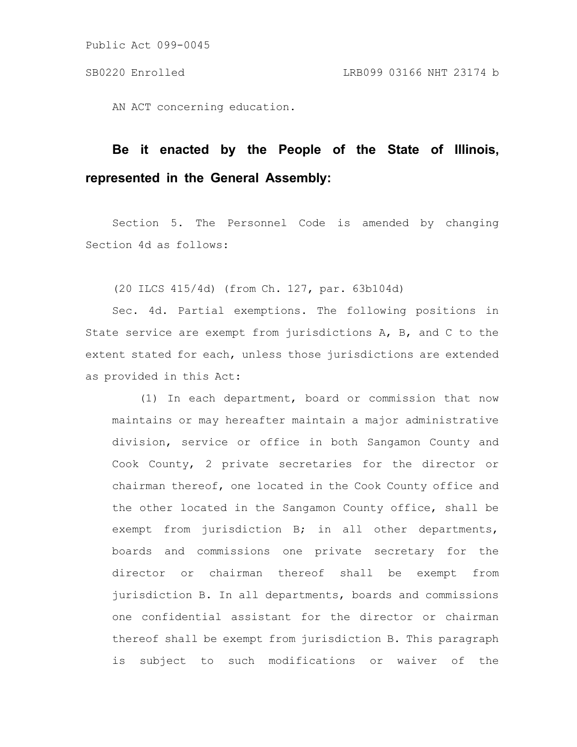Public Act 099-0045

SB0220 Enrolled LRB099 03166 NHT 23174 b

AN ACT concerning education.

**Be it enacted by the People of the State of Illinois, represented in the General Assembly:**

Section 5. The Personnel Code is amended by changing Section 4d as follows:

(20 ILCS 415/4d) (from Ch. 127, par. 63b104d)

Sec. 4d. Partial exemptions. The following positions in State service are exempt from jurisdictions A, B, and C to the extent stated for each, unless those jurisdictions are extended as provided in this Act:

(1) In each department, board or commission that now maintains or may hereafter maintain a major administrative division, service or office in both Sangamon County and Cook County, 2 private secretaries for the director or chairman thereof, one located in the Cook County office and the other located in the Sangamon County office, shall be exempt from jurisdiction B; in all other departments, boards and commissions one private secretary for the director or chairman thereof shall be exempt from jurisdiction B. In all departments, boards and commissions one confidential assistant for the director or chairman thereof shall be exempt from jurisdiction B. This paragraph is subject to such modifications or waiver of the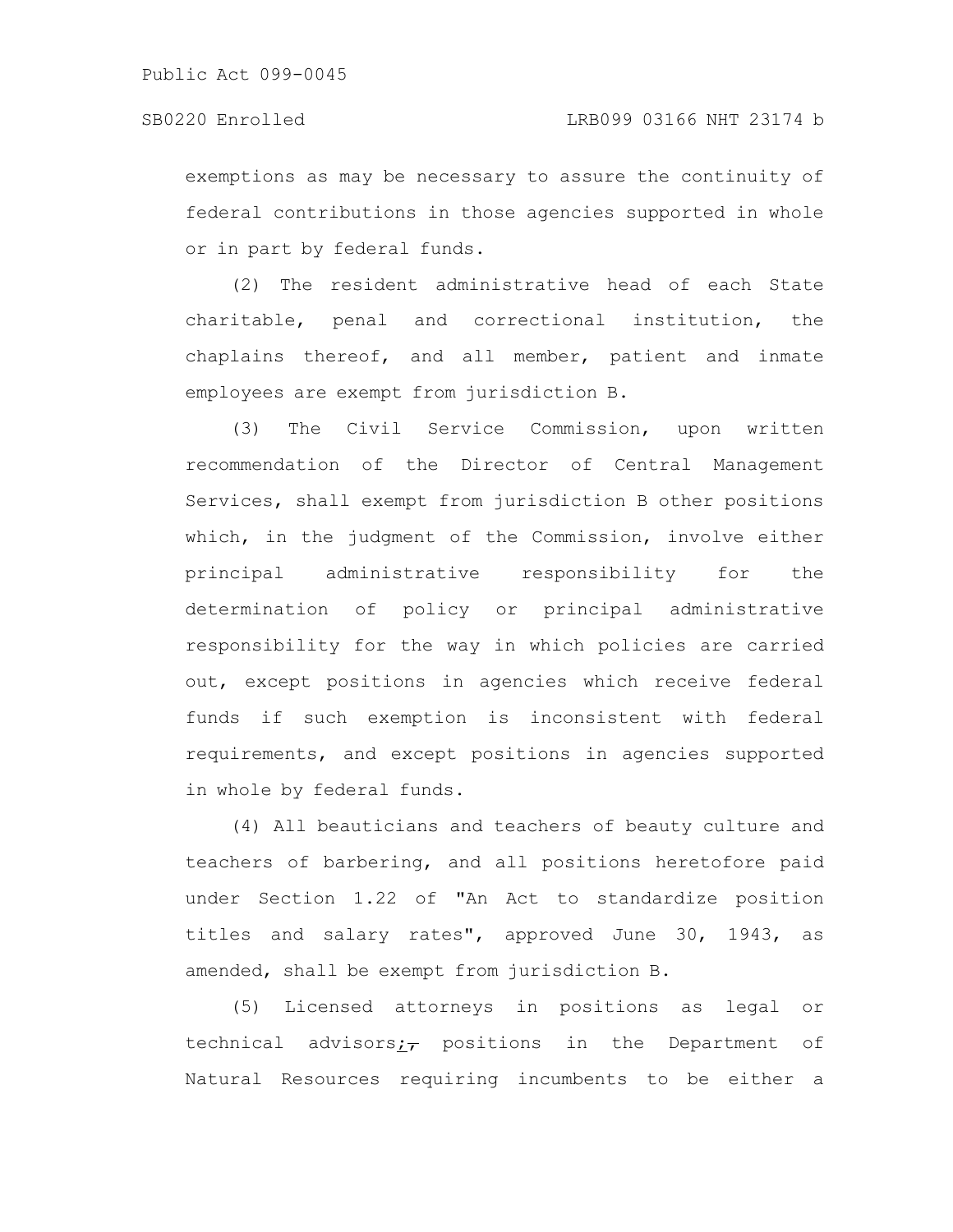exemptions as may be necessary to assure the continuity of federal contributions in those agencies supported in whole or in part by federal funds.

(2) The resident administrative head of each State charitable, penal and correctional institution, the chaplains thereof, and all member, patient and inmate employees are exempt from jurisdiction B.

(3) The Civil Service Commission, upon written recommendation of the Director of Central Management Services, shall exempt from jurisdiction B other positions which, in the judgment of the Commission, involve either principal administrative responsibility for the determination of policy or principal administrative responsibility for the way in which policies are carried out, except positions in agencies which receive federal funds if such exemption is inconsistent with federal requirements, and except positions in agencies supported in whole by federal funds.

(4) All beauticians and teachers of beauty culture and teachers of barbering, and all positions heretofore paid under Section 1.22 of "An Act to standardize position titles and salary rates", approved June 30, 1943, as amended, shall be exempt from jurisdiction B.

(5) Licensed attorneys in positions as legal or technical advisors; ~~,~~ positions in the Department of Natural Resources requiring incumbents to be either a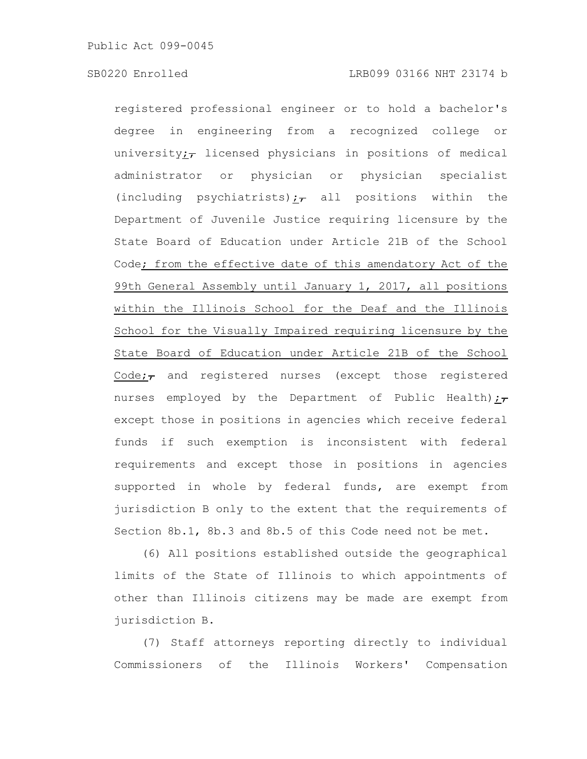registered professional engineer or to hold a bachelor's degree in engineering from a recognized college or university; ~~,~~ licensed physicians in positions of medical administrator or physician or physician specialist (including psychiatrists); ~~,~~ all positions within the Department of Juvenile Justice requiring licensure by the State Board of Education under Article 21B of the School Code; from the effective date of this amendatory Act of the 99th General Assembly until January 1, 2017, all positions within the Illinois School for the Deaf and the Illinois School for the Visually Impaired requiring licensure by the State Board of Education under Article 21B of the School Code; ~~,~~ and registered nurses (except those registered nurses employed by the Department of Public Health); ~~,~~ except those in positions in agencies which receive federal funds if such exemption is inconsistent with federal requirements and except those in positions in agencies supported in whole by federal funds, are exempt from jurisdiction B only to the extent that the requirements of Section 8b.1, 8b.3 and 8b.5 of this Code need not be met.

(6) All positions established outside the geographical limits of the State of Illinois to which appointments of other than Illinois citizens may be made are exempt from jurisdiction B.

(7) Staff attorneys reporting directly to individual Commissioners of the Illinois Workers' Compensation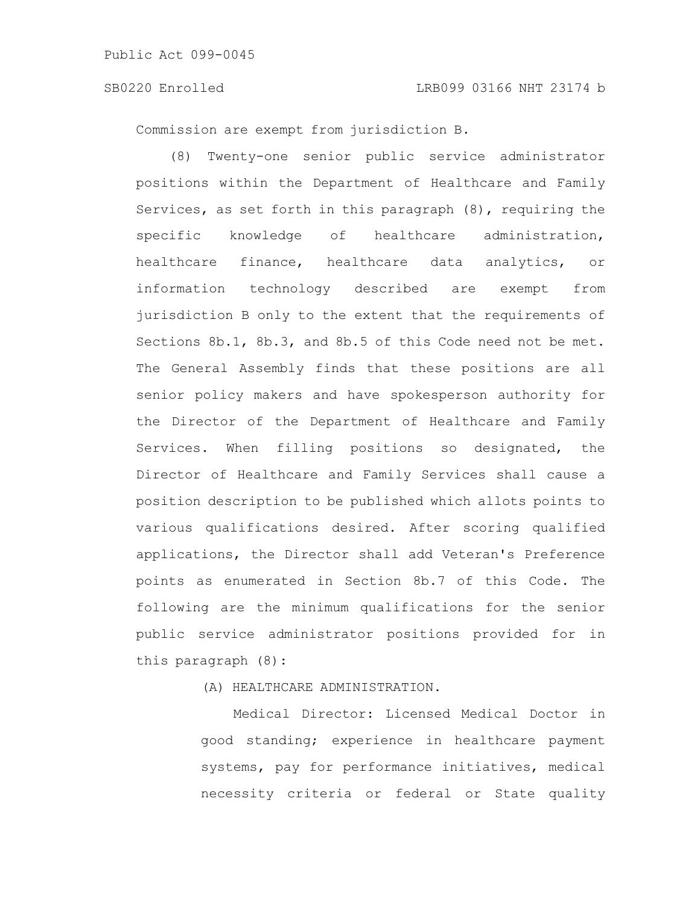Commission are exempt from jurisdiction B.

(8) Twenty-one senior public service administrator positions within the Department of Healthcare and Family Services, as set forth in this paragraph (8), requiring the specific knowledge of healthcare administration, healthcare finance, healthcare data analytics, or information technology described are exempt from jurisdiction B only to the extent that the requirements of Sections 8b.1, 8b.3, and 8b.5 of this Code need not be met. The General Assembly finds that these positions are all senior policy makers and have spokesperson authority for the Director of the Department of Healthcare and Family Services. When filling positions so designated, the Director of Healthcare and Family Services shall cause a position description to be published which allots points to various qualifications desired. After scoring qualified applications, the Director shall add Veteran's Preference points as enumerated in Section 8b.7 of this Code. The following are the minimum qualifications for the senior public service administrator positions provided for in this paragraph (8):

(A) HEALTHCARE ADMINISTRATION.

Medical Director: Licensed Medical Doctor in good standing; experience in healthcare payment systems, pay for performance initiatives, medical necessity criteria or federal or State quality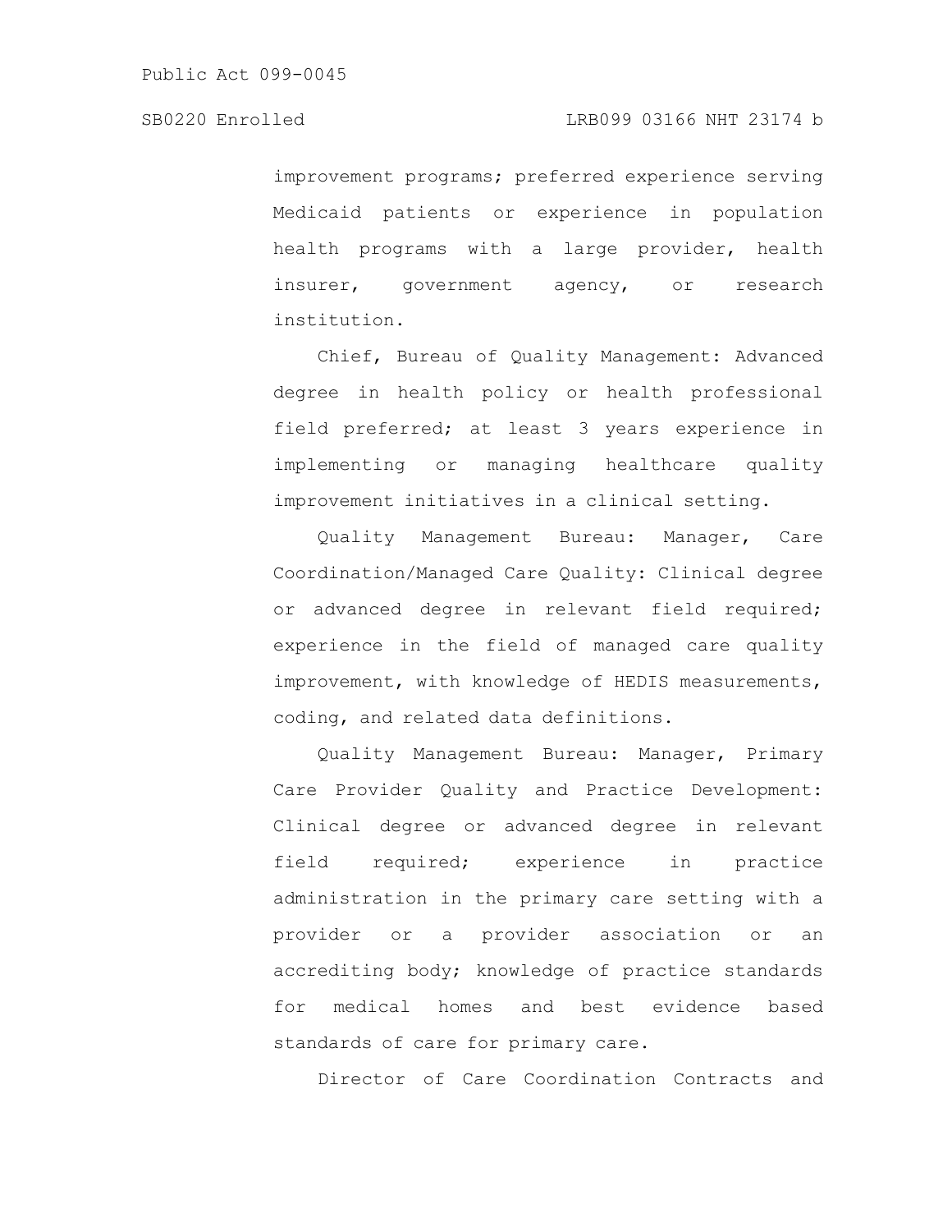improvement programs; preferred experience serving Medicaid patients or experience in population health programs with a large provider, health insurer, government agency, or research institution.

Chief, Bureau of Quality Management: Advanced degree in health policy or health professional field preferred; at least 3 years experience in implementing or managing healthcare quality improvement initiatives in a clinical setting.

Quality Management Bureau: Manager, Care Coordination/Managed Care Quality: Clinical degree or advanced degree in relevant field required; experience in the field of managed care quality improvement, with knowledge of HEDIS measurements, coding, and related data definitions.

Quality Management Bureau: Manager, Primary Care Provider Quality and Practice Development: Clinical degree or advanced degree in relevant field required; experience in practice administration in the primary care setting with a provider or a provider association or an accrediting body; knowledge of practice standards for medical homes and best evidence based standards of care for primary care.

Director of Care Coordination Contracts and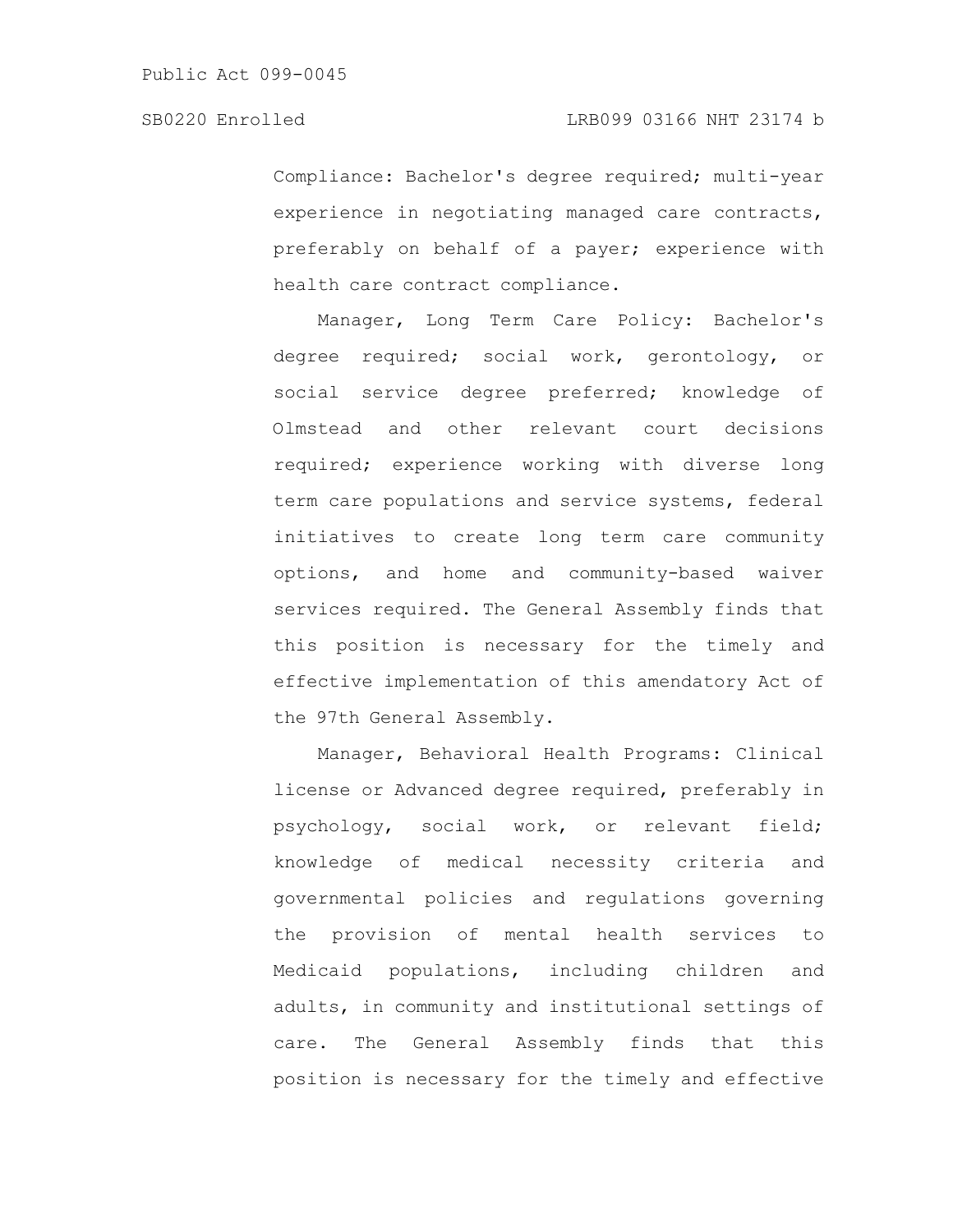Compliance: Bachelor's degree required; multi-year experience in negotiating managed care contracts, preferably on behalf of a payer; experience with health care contract compliance.

Manager, Long Term Care Policy: Bachelor's degree required; social work, gerontology, or social service degree preferred; knowledge of Olmstead and other relevant court decisions required; experience working with diverse long term care populations and service systems, federal initiatives to create long term care community options, and home and community-based waiver services required. The General Assembly finds that this position is necessary for the timely and effective implementation of this amendatory Act of the 97th General Assembly.

Manager, Behavioral Health Programs: Clinical license or Advanced degree required, preferably in psychology, social work, or relevant field; knowledge of medical necessity criteria and governmental policies and regulations governing the provision of mental health services to Medicaid populations, including children and adults, in community and institutional settings of care. The General Assembly finds that this position is necessary for the timely and effective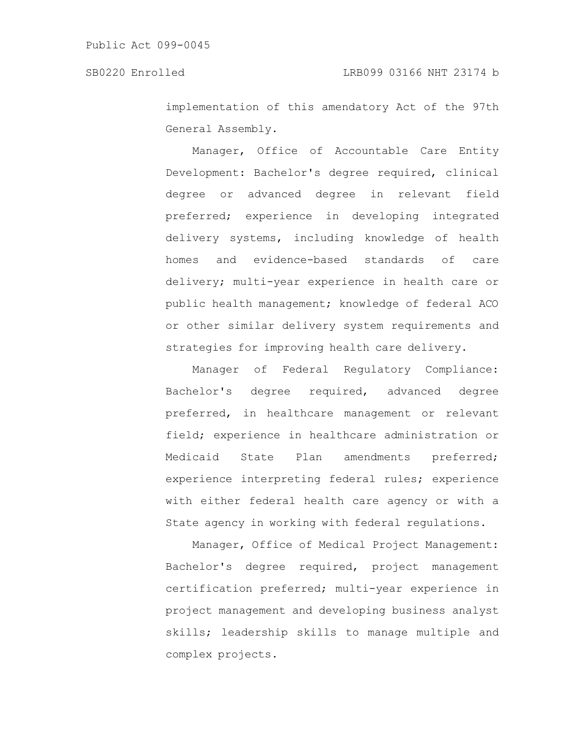implementation of this amendatory Act of the 97th General Assembly.

Manager, Office of Accountable Care Entity Development: Bachelor's degree required, clinical degree or advanced degree in relevant field preferred; experience in developing integrated delivery systems, including knowledge of health homes and evidence-based standards of care delivery; multi-year experience in health care or public health management; knowledge of federal ACO or other similar delivery system requirements and strategies for improving health care delivery.

Manager of Federal Regulatory Compliance: Bachelor's degree required, advanced degree preferred, in healthcare management or relevant field; experience in healthcare administration or Medicaid State Plan amendments preferred; experience interpreting federal rules; experience with either federal health care agency or with a State agency in working with federal regulations.

Manager, Office of Medical Project Management: Bachelor's degree required, project management certification preferred; multi-year experience in project management and developing business analyst skills; leadership skills to manage multiple and complex projects.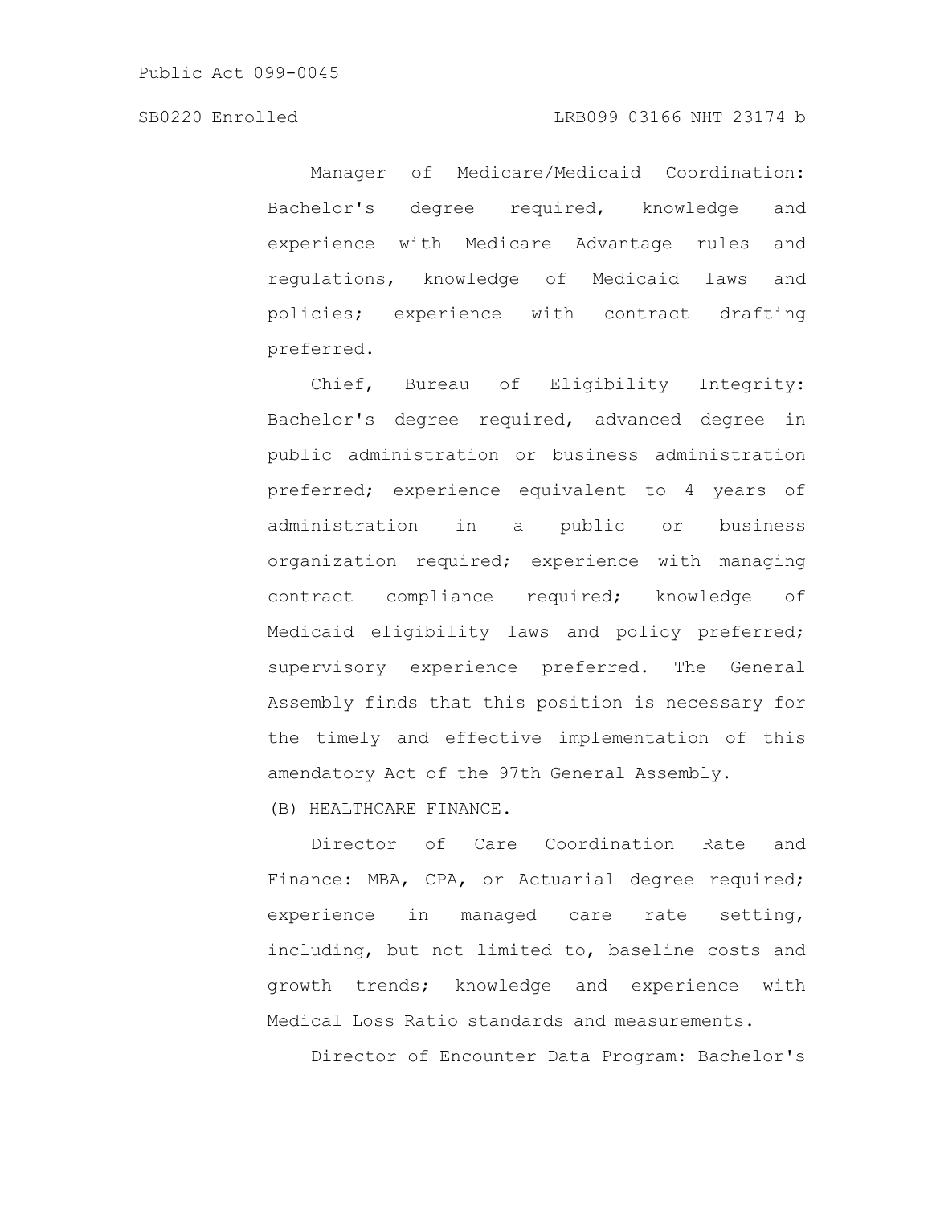Manager of Medicare/Medicaid Coordination: Bachelor's degree required, knowledge and experience with Medicare Advantage rules and regulations, knowledge of Medicaid laws and policies; experience with contract drafting preferred.

Chief, Bureau of Eligibility Integrity: Bachelor's degree required, advanced degree in public administration or business administration preferred; experience equivalent to 4 years of administration in a public or business organization required; experience with managing contract compliance required; knowledge of Medicaid eligibility laws and policy preferred; supervisory experience preferred. The General Assembly finds that this position is necessary for the timely and effective implementation of this amendatory Act of the 97th General Assembly.

(B) HEALTHCARE FINANCE.

Director of Care Coordination Rate and Finance: MBA, CPA, or Actuarial degree required; experience in managed care rate setting, including, but not limited to, baseline costs and growth trends; knowledge and experience with Medical Loss Ratio standards and measurements.

Director of Encounter Data Program: Bachelor's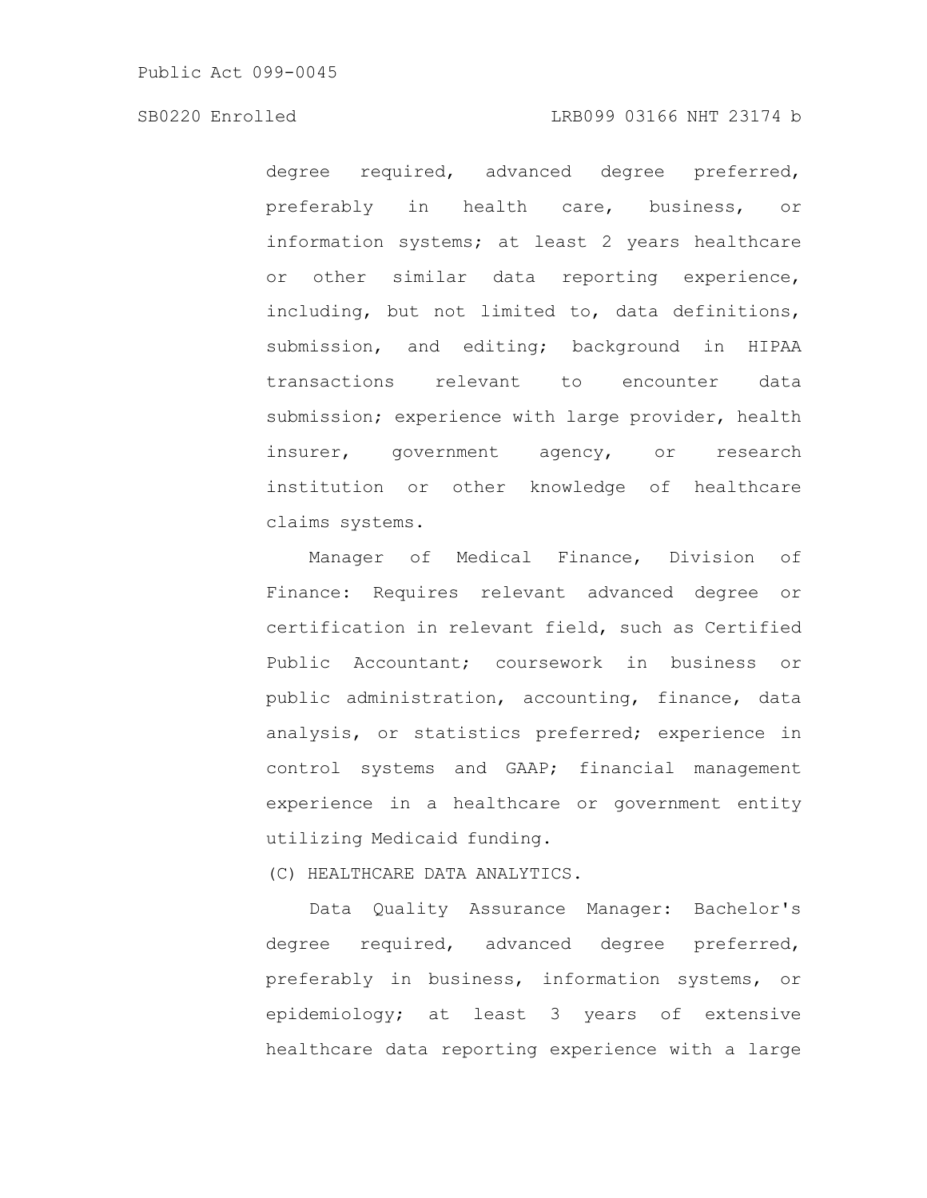degree required, advanced degree preferred, preferably in health care, business, or information systems; at least 2 years healthcare or other similar data reporting experience, including, but not limited to, data definitions, submission, and editing; background in HIPAA transactions relevant to encounter data submission; experience with large provider, health insurer, government agency, or research institution or other knowledge of healthcare claims systems.

Manager of Medical Finance, Division of Finance: Requires relevant advanced degree or certification in relevant field, such as Certified Public Accountant; coursework in business or public administration, accounting, finance, data analysis, or statistics preferred; experience in control systems and GAAP; financial management experience in a healthcare or government entity utilizing Medicaid funding.

(C) HEALTHCARE DATA ANALYTICS.

Data Quality Assurance Manager: Bachelor's degree required, advanced degree preferred, preferably in business, information systems, or epidemiology; at least 3 years of extensive healthcare data reporting experience with a large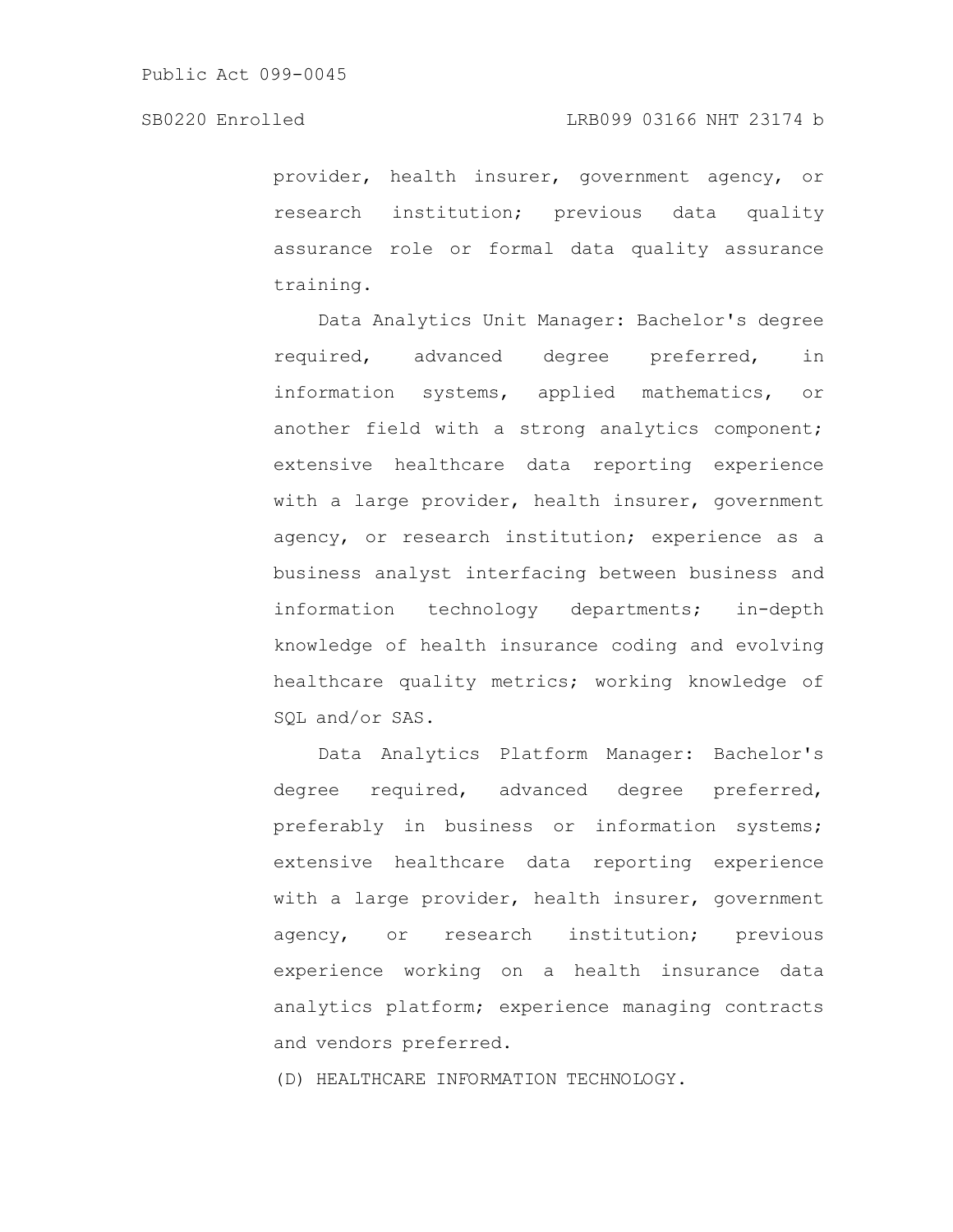provider, health insurer, government agency, or research institution; previous data quality assurance role or formal data quality assurance training.

Data Analytics Unit Manager: Bachelor's degree required, advanced degree preferred, in information systems, applied mathematics, or another field with a strong analytics component; extensive healthcare data reporting experience with a large provider, health insurer, government agency, or research institution; experience as a business analyst interfacing between business and information technology departments; in-depth knowledge of health insurance coding and evolving healthcare quality metrics; working knowledge of SQL and/or SAS.

Data Analytics Platform Manager: Bachelor's degree required, advanced degree preferred, preferably in business or information systems; extensive healthcare data reporting experience with a large provider, health insurer, government agency, or research institution; previous experience working on a health insurance data analytics platform; experience managing contracts and vendors preferred.

(D) HEALTHCARE INFORMATION TECHNOLOGY.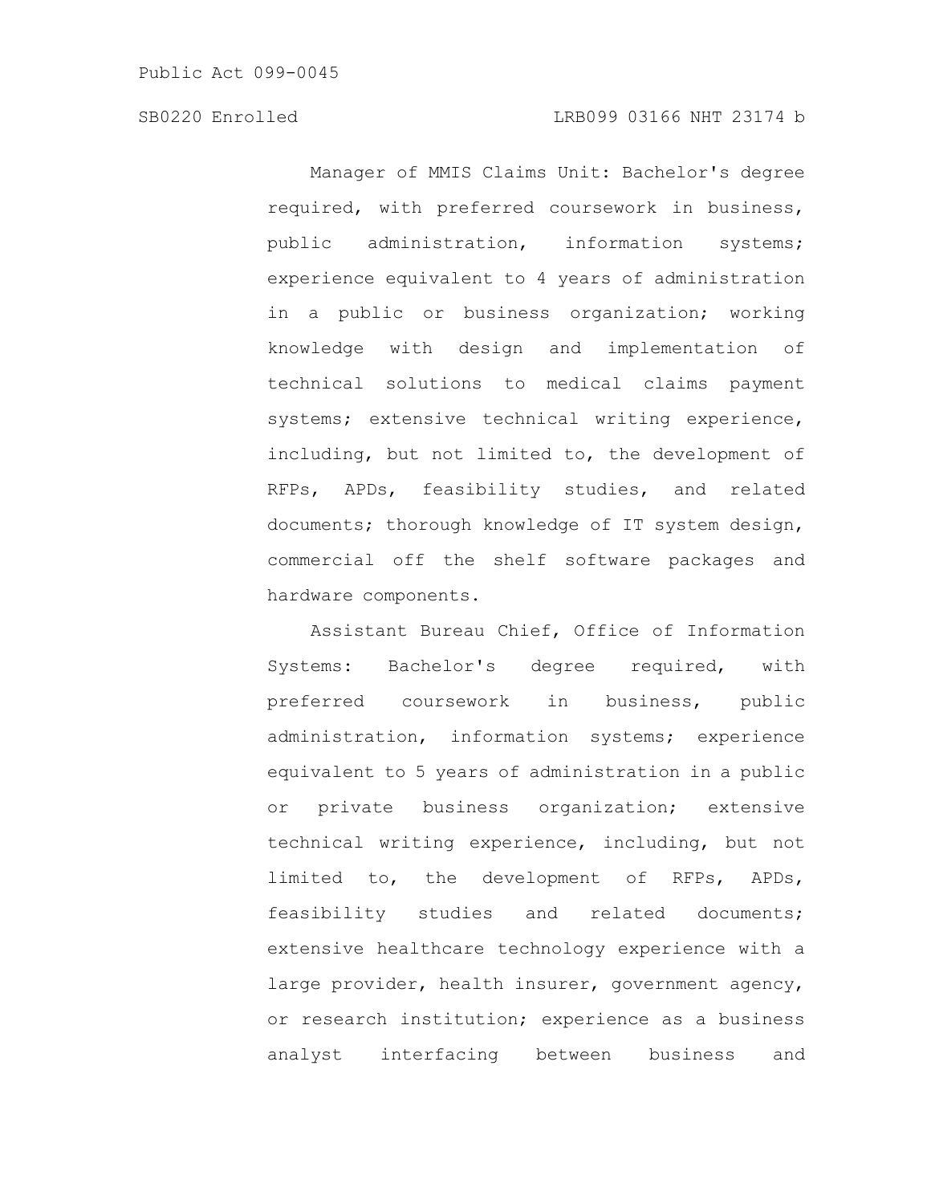Manager of MMIS Claims Unit: Bachelor's degree required, with preferred coursework in business, public administration, information systems; experience equivalent to 4 years of administration in a public or business organization; working knowledge with design and implementation of technical solutions to medical claims payment systems; extensive technical writing experience, including, but not limited to, the development of RFPs, APDs, feasibility studies, and related documents; thorough knowledge of IT system design, commercial off the shelf software packages and hardware components.

Assistant Bureau Chief, Office of Information Systems: Bachelor's degree required, with preferred coursework in business, public administration, information systems; experience equivalent to 5 years of administration in a public or private business organization; extensive technical writing experience, including, but not limited to, the development of RFPs, APDs, feasibility studies and related documents; extensive healthcare technology experience with a large provider, health insurer, government agency, or research institution; experience as a business analyst interfacing between business and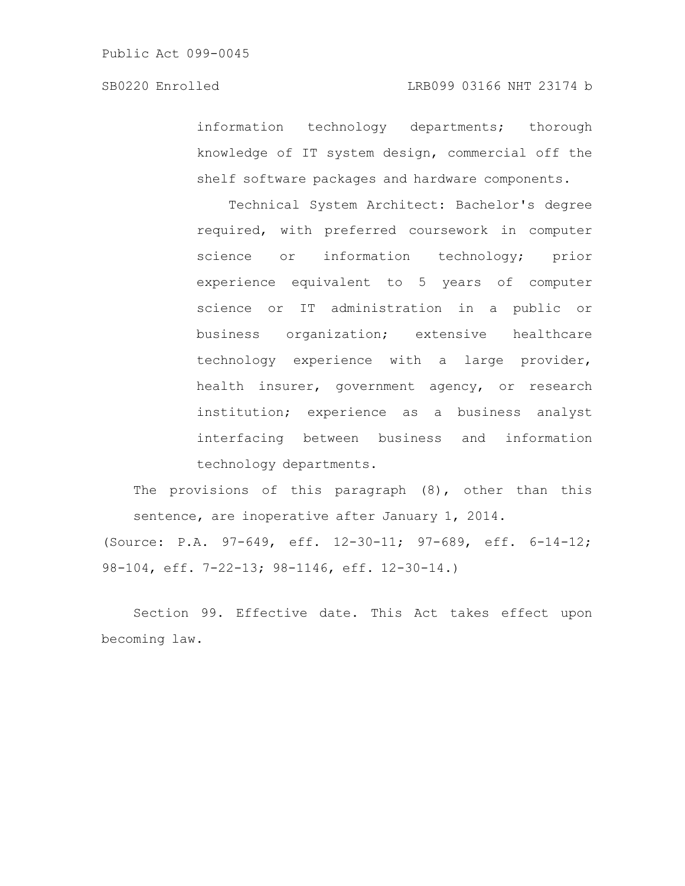information technology departments; thorough knowledge of IT system design, commercial off the shelf software packages and hardware components.

Technical System Architect: Bachelor's degree required, with preferred coursework in computer science or information technology; prior experience equivalent to 5 years of computer science or IT administration in a public or business organization; extensive healthcare technology experience with a large provider, health insurer, government agency, or research institution; experience as a business analyst interfacing between business and information technology departments.

The provisions of this paragraph (8), other than this sentence, are inoperative after January 1, 2014.

(Source: P.A. 97-649, eff. 12-30-11; 97-689, eff. 6-14-12; 98-104, eff. 7-22-13; 98-1146, eff. 12-30-14.)

Section 99. Effective date. This Act takes effect upon becoming law.